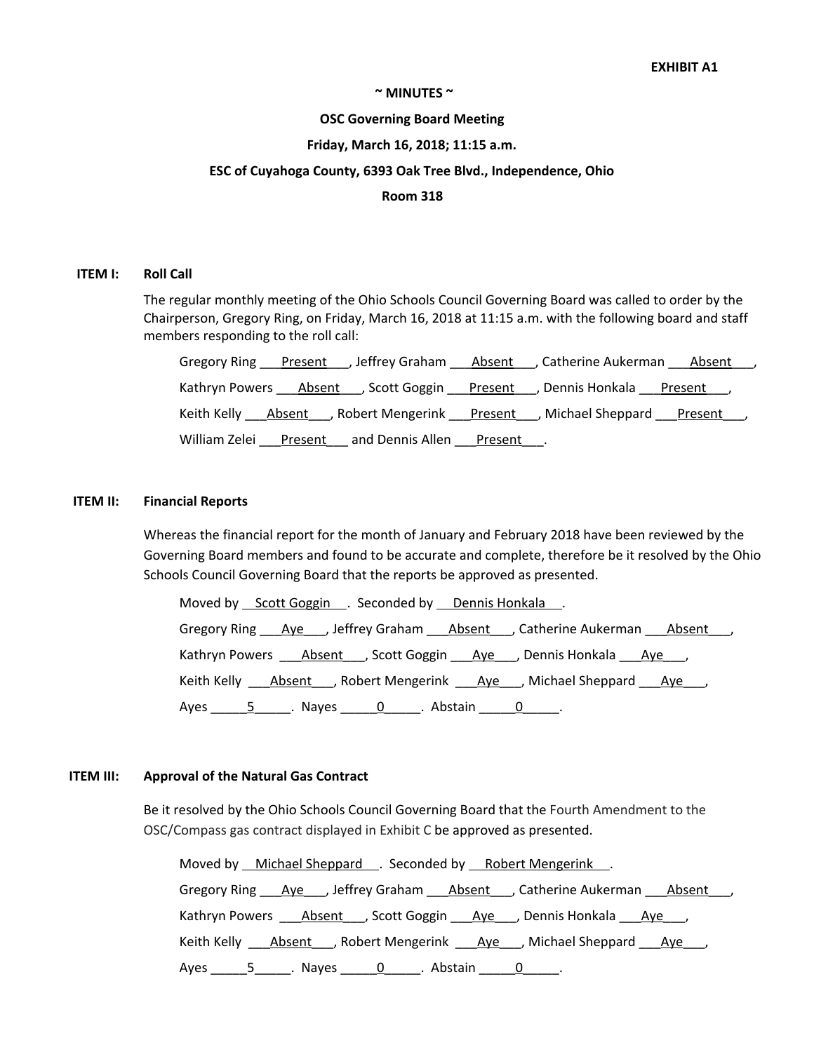**EXHIBIT A1**

**~ MINUTES ~**

**OSC Governing Board Meeting**

**Friday, March 16, 2018; 11:15 a.m.**

**ESC of Cuyahoga County, 6393 Oak Tree Blvd., Independence, Ohio**

**Room 318**

**ITEM I: Roll Call**

The regular monthly meeting of the Ohio Schools Council Governing Board was called to order by the Chairperson, Gregory Ring, on Friday, March 16, 2018 at 11:15 a.m. with the following board and staff members responding to the roll call:

Gregory Ring ___Present___, Jeffrey Graham ___Absent___, Catherine Aukerman ___Absent___,

Kathryn Powers ___Absent___, Scott Goggin ___Present___, Dennis Honkala ___Present___,

Keith Kelly ___Absent___, Robert Mengerink ___Present___, Michael Sheppard ___Present___,

William Zelei ___Present___ and Dennis Allen ___Present___.

**ITEM II: Financial Reports**

Whereas the financial report for the month of January and February 2018 have been reviewed by the Governing Board members and found to be accurate and complete, therefore be it resolved by the Ohio Schools Council Governing Board that the reports be approved as presented.

Moved by __Scott Goggin__. Seconded by __Dennis Honkala__.

Gregory Ring ___Aye___, Jeffrey Graham ___Absent___, Catherine Aukerman ___Absent___,

Kathryn Powers ___Absent___, Scott Goggin ___Aye___, Dennis Honkala ___Aye___,

Keith Kelly ___Absent___, Robert Mengerink ___Aye___, Michael Sheppard ___Aye___,

Ayes _____5_____. Nayes _____0_____. Abstain _____0_____.

**ITEM III: Approval of the Natural Gas Contract**

Be it resolved by the Ohio Schools Council Governing Board that the Fourth Amendment to the OSC/Compass gas contract displayed in Exhibit C be approved as presented.

Moved by __Michael Sheppard__. Seconded by __Robert Mengerink__.

Gregory Ring ___Aye___, Jeffrey Graham ___Absent___, Catherine Aukerman ___Absent___,

Kathryn Powers ___Absent___, Scott Goggin ___Aye___, Dennis Honkala ___Aye___,

Keith Kelly ___Absent___, Robert Mengerink ___Aye___, Michael Sheppard ___Aye___,

Ayes _____5_____. Nayes _____0_____. Abstain _____0_____.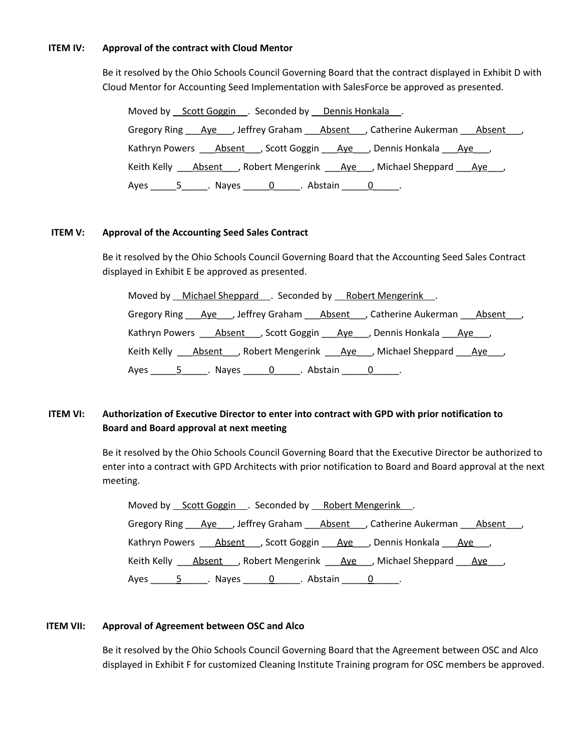**ITEM IV: Approval of the contract with Cloud Mentor**

Be it resolved by the Ohio Schools Council Governing Board that the contract displayed in Exhibit D with Cloud Mentor for Accounting Seed Implementation with SalesForce be approved as presented.

Moved by Scott Goggin. Seconded by Dennis Honkala.

Gregory Ring Aye, Jeffrey Graham Absent, Catherine Aukerman Absent,

Kathryn Powers Absent, Scott Goggin Aye, Dennis Honkala Aye,

Keith Kelly Absent, Robert Mengerink Aye, Michael Sheppard Aye,

Ayes 5. Nayes 0. Abstain 0.

**ITEM V: Approval of the Accounting Seed Sales Contract**

Be it resolved by the Ohio Schools Council Governing Board that the Accounting Seed Sales Contract displayed in Exhibit E be approved as presented.

Moved by Michael Sheppard. Seconded by Robert Mengerink.

Gregory Ring Aye, Jeffrey Graham Absent, Catherine Aukerman Absent,

Kathryn Powers Absent, Scott Goggin Aye, Dennis Honkala Aye,

Keith Kelly Absent, Robert Mengerink Aye, Michael Sheppard Aye,

Ayes 5. Nayes 0. Abstain 0.

**ITEM VI: Authorization of Executive Director to enter into contract with GPD with prior notification to Board and Board approval at next meeting**

Be it resolved by the Ohio Schools Council Governing Board that the Executive Director be authorized to enter into a contract with GPD Architects with prior notification to Board and Board approval at the next meeting.

Moved by Scott Goggin. Seconded by Robert Mengerink.

Gregory Ring Aye, Jeffrey Graham Absent, Catherine Aukerman Absent,

Kathryn Powers Absent, Scott Goggin Aye, Dennis Honkala Aye,

Keith Kelly Absent, Robert Mengerink Aye, Michael Sheppard Aye,

Ayes 5. Nayes 0. Abstain 0.

**ITEM VII: Approval of Agreement between OSC and Alco**

Be it resolved by the Ohio Schools Council Governing Board that the Agreement between OSC and Alco displayed in Exhibit F for customized Cleaning Institute Training program for OSC members be approved.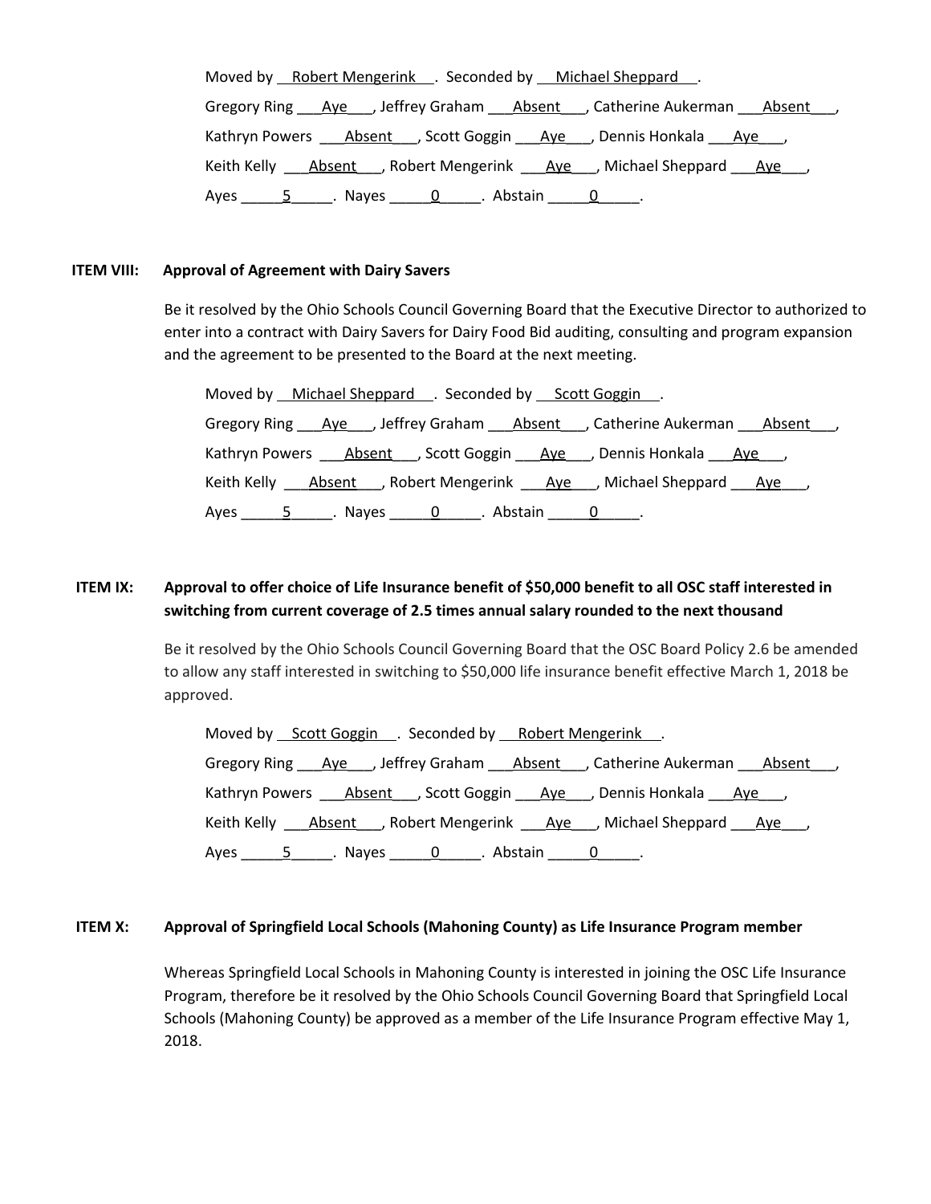Moved by Robert Mengerink. Seconded by Michael Sheppard.

Gregory Ring Aye, Jeffrey Graham Absent, Catherine Aukerman Absent,

Kathryn Powers Absent, Scott Goggin Aye, Dennis Honkala Aye,

Keith Kelly Absent, Robert Mengerink Aye, Michael Sheppard Aye,

Ayes 5. Nayes 0. Abstain 0.

**ITEM VIII: Approval of Agreement with Dairy Savers**

Be it resolved by the Ohio Schools Council Governing Board that the Executive Director to authorized to enter into a contract with Dairy Savers for Dairy Food Bid auditing, consulting and program expansion and the agreement to be presented to the Board at the next meeting.

Moved by Michael Sheppard. Seconded by Scott Goggin.

Gregory Ring Aye, Jeffrey Graham Absent, Catherine Aukerman Absent,

Kathryn Powers Absent, Scott Goggin Aye, Dennis Honkala Aye,

Keith Kelly Absent, Robert Mengerink Aye, Michael Sheppard Aye,

Ayes 5. Nayes 0. Abstain 0.

**ITEM IX: Approval to offer choice of Life Insurance benefit of $50,000 benefit to all OSC staff interested in switching from current coverage of 2.5 times annual salary rounded to the next thousand**

Be it resolved by the Ohio Schools Council Governing Board that the OSC Board Policy 2.6 be amended to allow any staff interested in switching to $50,000 life insurance benefit effective March 1, 2018 be approved.

Moved by Scott Goggin. Seconded by Robert Mengerink.

Gregory Ring Aye, Jeffrey Graham Absent, Catherine Aukerman Absent,

Kathryn Powers Absent, Scott Goggin Aye, Dennis Honkala Aye,

Keith Kelly Absent, Robert Mengerink Aye, Michael Sheppard Aye,

Ayes 5. Nayes 0. Abstain 0.

**ITEM X: Approval of Springfield Local Schools (Mahoning County) as Life Insurance Program member**

Whereas Springfield Local Schools in Mahoning County is interested in joining the OSC Life Insurance Program, therefore be it resolved by the Ohio Schools Council Governing Board that Springfield Local Schools (Mahoning County) be approved as a member of the Life Insurance Program effective May 1, 2018.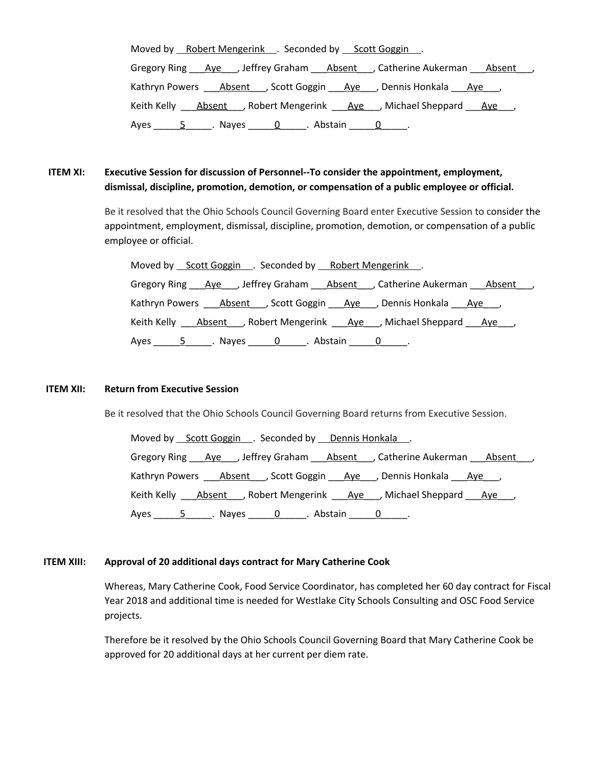Moved by Robert Mengerink. Seconded by Scott Goggin.

Gregory Ring Aye, Jeffrey Graham Absent, Catherine Aukerman Absent,

Kathryn Powers Absent, Scott Goggin Aye, Dennis Honkala Aye,

Keith Kelly Absent, Robert Mengerink Aye, Michael Sheppard Aye,

Ayes 5. Nayes 0. Abstain 0.

**ITEM XI: Executive Session for discussion of Personnel--To consider the appointment, employment, dismissal, discipline, promotion, demotion, or compensation of a public employee or official.**

Be it resolved that the Ohio Schools Council Governing Board enter Executive Session to consider the appointment, employment, dismissal, discipline, promotion, demotion, or compensation of a public employee or official.

Moved by Scott Goggin. Seconded by Robert Mengerink.

Gregory Ring Aye, Jeffrey Graham Absent, Catherine Aukerman Absent,

Kathryn Powers Absent, Scott Goggin Aye, Dennis Honkala Aye,

Keith Kelly Absent, Robert Mengerink Aye, Michael Sheppard Aye,

Ayes 5. Nayes 0. Abstain 0.

**ITEM XII: Return from Executive Session**

Be it resolved that the Ohio Schools Council Governing Board returns from Executive Session.

Moved by Scott Goggin. Seconded by Dennis Honkala.

Gregory Ring Aye, Jeffrey Graham Absent, Catherine Aukerman Absent,

Kathryn Powers Absent, Scott Goggin Aye, Dennis Honkala Aye,

Keith Kelly Absent, Robert Mengerink Aye, Michael Sheppard Aye,

Ayes 5. Nayes 0. Abstain 0.

**ITEM XIII: Approval of 20 additional days contract for Mary Catherine Cook**

Whereas, Mary Catherine Cook, Food Service Coordinator, has completed her 60 day contract for Fiscal Year 2018 and additional time is needed for Westlake City Schools Consulting and OSC Food Service projects.

Therefore be it resolved by the Ohio Schools Council Governing Board that Mary Catherine Cook be approved for 20 additional days at her current per diem rate.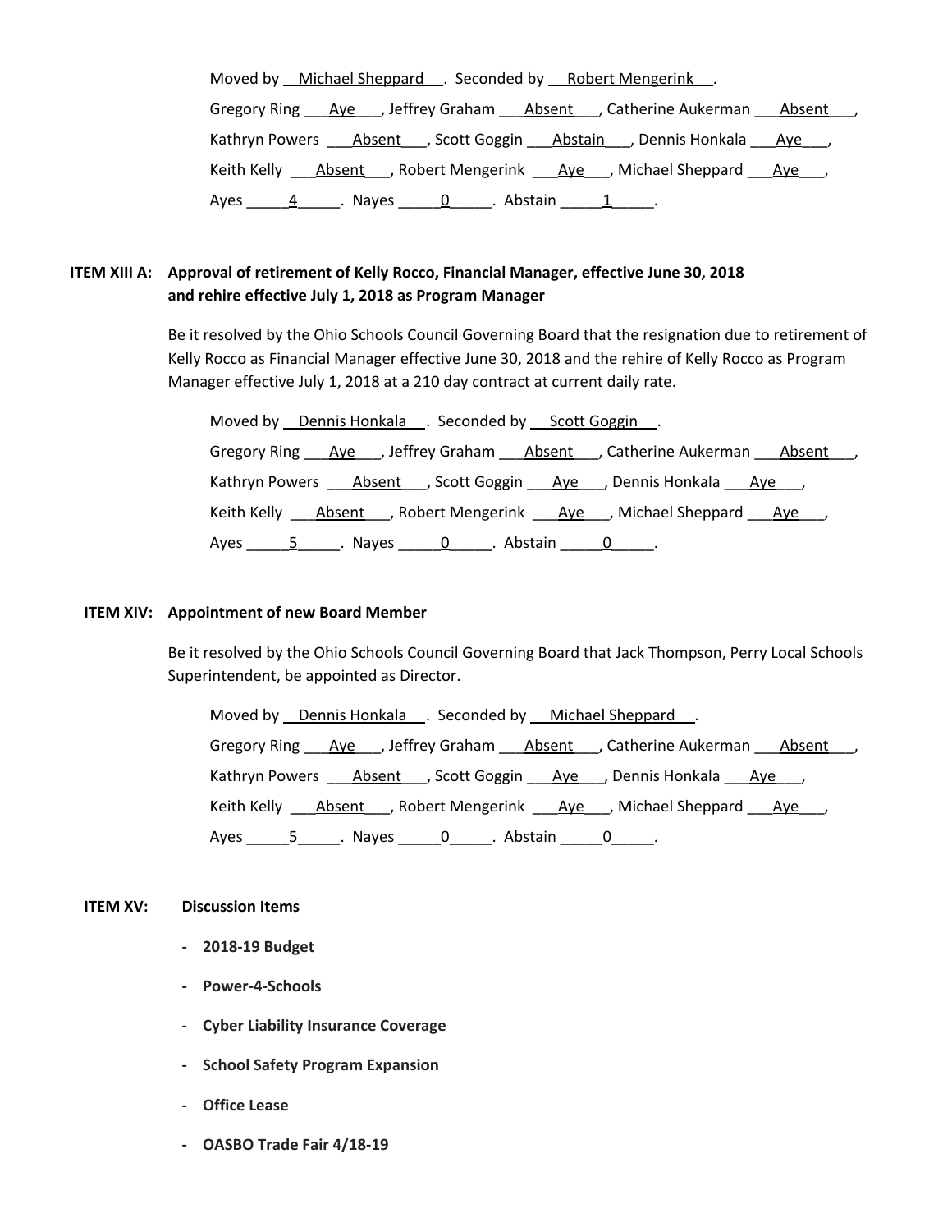Moved by Michael Sheppard. Seconded by Robert Mengerink.

Gregory Ring Aye, Jeffrey Graham Absent, Catherine Aukerman Absent,

Kathryn Powers Absent, Scott Goggin Abstain, Dennis Honkala Aye,

Keith Kelly Absent, Robert Mengerink Aye, Michael Sheppard Aye,

Ayes 4. Nayes 0. Abstain 1.

**ITEM XIII A: Approval of retirement of Kelly Rocco, Financial Manager, effective June 30, 2018 and rehire effective July 1, 2018 as Program Manager**

Be it resolved by the Ohio Schools Council Governing Board that the resignation due to retirement of Kelly Rocco as Financial Manager effective June 30, 2018 and the rehire of Kelly Rocco as Program Manager effective July 1, 2018 at a 210 day contract at current daily rate.

Moved by Dennis Honkala. Seconded by Scott Goggin.

Gregory Ring Aye, Jeffrey Graham Absent, Catherine Aukerman Absent,

Kathryn Powers Absent, Scott Goggin Aye, Dennis Honkala Aye,

Keith Kelly Absent, Robert Mengerink Aye, Michael Sheppard Aye,

Ayes 5. Nayes 0. Abstain 0.

**ITEM XIV: Appointment of new Board Member**

Be it resolved by the Ohio Schools Council Governing Board that Jack Thompson, Perry Local Schools Superintendent, be appointed as Director.

Moved by Dennis Honkala. Seconded by Michael Sheppard.

Gregory Ring Aye, Jeffrey Graham Absent, Catherine Aukerman Absent,

Kathryn Powers Absent, Scott Goggin Aye, Dennis Honkala Aye,

Keith Kelly Absent, Robert Mengerink Aye, Michael Sheppard Aye,

Ayes 5. Nayes 0. Abstain 0.

**ITEM XV: Discussion Items**

- **2018-19 Budget**
- **Power-4-Schools**
- **Cyber Liability Insurance Coverage**
- **School Safety Program Expansion**
- **Office Lease**
- **OASBO Trade Fair 4/18-19**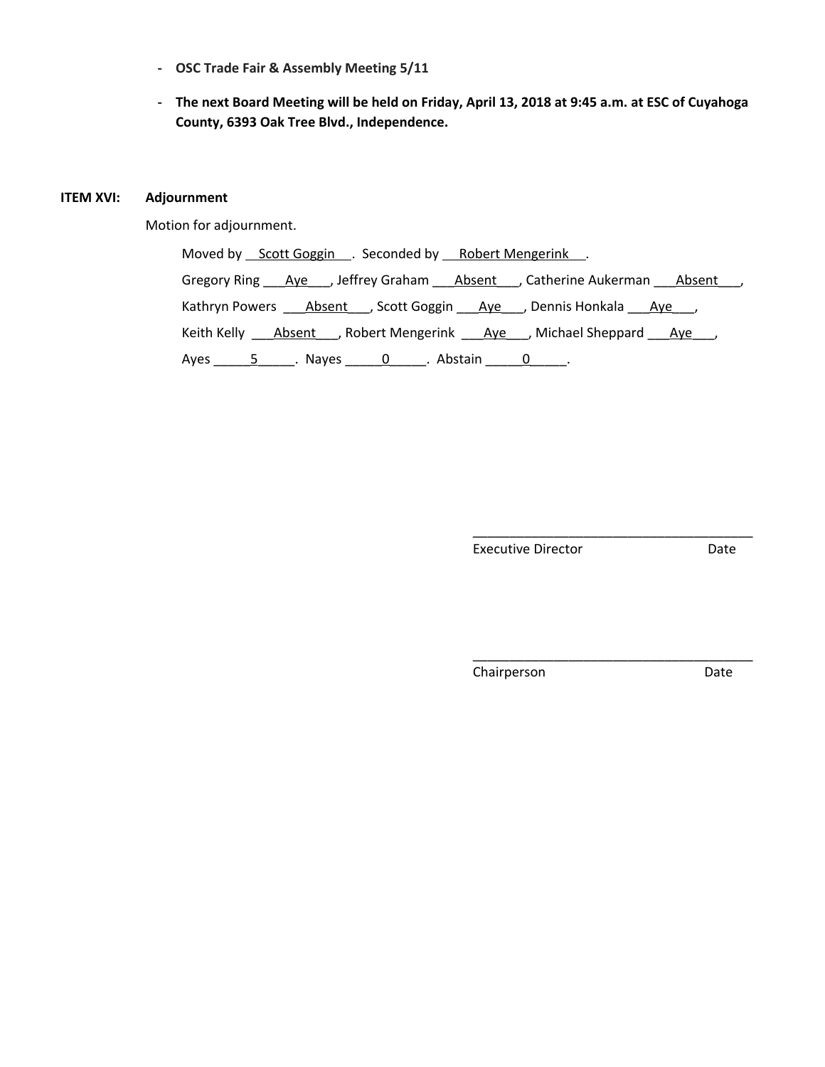- **OSC Trade Fair & Assembly Meeting 5/11**
- **The next Board Meeting will be held on Friday, April 13, 2018 at 9:45 a.m. at ESC of Cuyahoga County, 6393 Oak Tree Blvd., Independence.**

**ITEM XVI: Adjournment**

Motion for adjournment.

Moved by Scott Goggin. Seconded by Robert Mengerink.

Gregory Ring Aye, Jeffrey Graham Absent, Catherine Aukerman Absent,

Kathryn Powers Absent, Scott Goggin Aye, Dennis Honkala Aye,

Keith Kelly Absent, Robert Mengerink Aye, Michael Sheppard Aye,

Ayes 5. Nayes 0. Abstain 0.

_______________________________________
Executive Director Date

_______________________________________
Chairperson Date